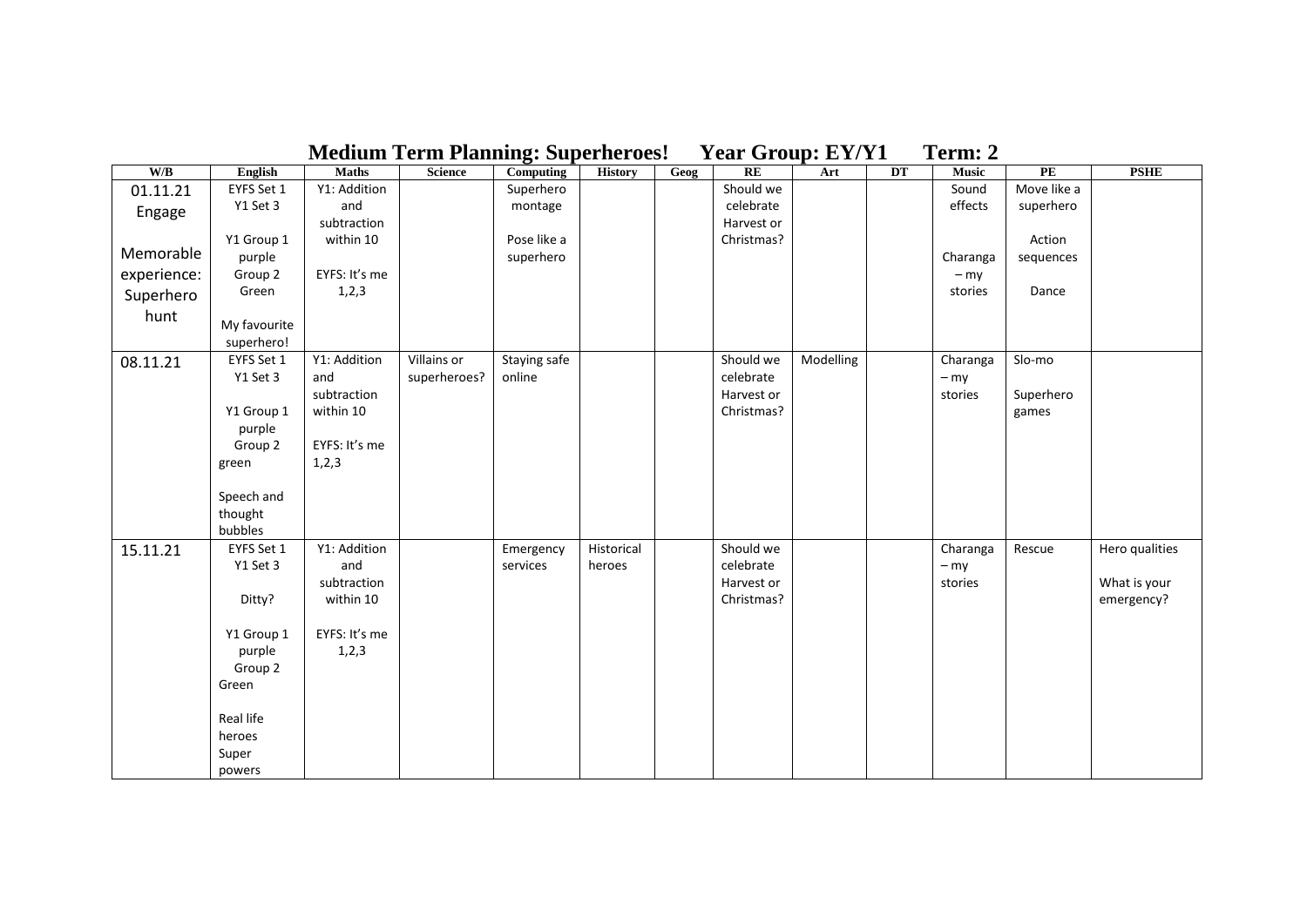# Medium Term Planning: Superheroes! Year Group: EY/Y1 Term: 2

| W/B | English | Maths | Science | Computing | History | Geog | RE | Art | DT | Music | PE | PSHE |
|---|---|---|---|---|---|---|---|---|---|---|---|---|
| 01.11.21 Engage<br><br>Memorable experience: Superhero hunt | EYFS Set 1<br>Y1 Set 3<br><br>Y1 Group 1 purple<br>Group 2 Green<br><br>My favourite superhero! | Y1: Addition and subtraction within 10<br><br>EYFS: It's me 1,2,3 | | Superhero montage<br><br>Pose like a superhero | | | Should we celebrate Harvest or Christmas? | | | Sound effects<br><br>Charanga – my stories | Move like a superhero<br><br>Action sequences<br><br>Dance | |
| 08.11.21 | EYFS Set 1<br>Y1 Set 3<br><br>Y1 Group 1 purple<br>Group 2 green<br><br>Speech and thought bubbles | Y1: Addition and subtraction within 10<br><br>EYFS: It's me 1,2,3 | Villains or superheroes? | Staying safe online | | | Should we celebrate Harvest or Christmas? | Modelling | | Charanga – my stories | Slo-mo<br><br>Superhero games | |
| 15.11.21 | EYFS Set 1<br>Y1 Set 3<br><br>Ditty?<br><br>Y1 Group 1 purple<br>Group 2 Green<br><br>Real life heroes<br>Super powers | Y1: Addition and subtraction within 10<br><br>EYFS: It's me 1,2,3 | | Emergency services | Historical heroes | | Should we celebrate Harvest or Christmas? | | | Charanga – my stories | Rescue | Hero qualities<br><br>What is your emergency? |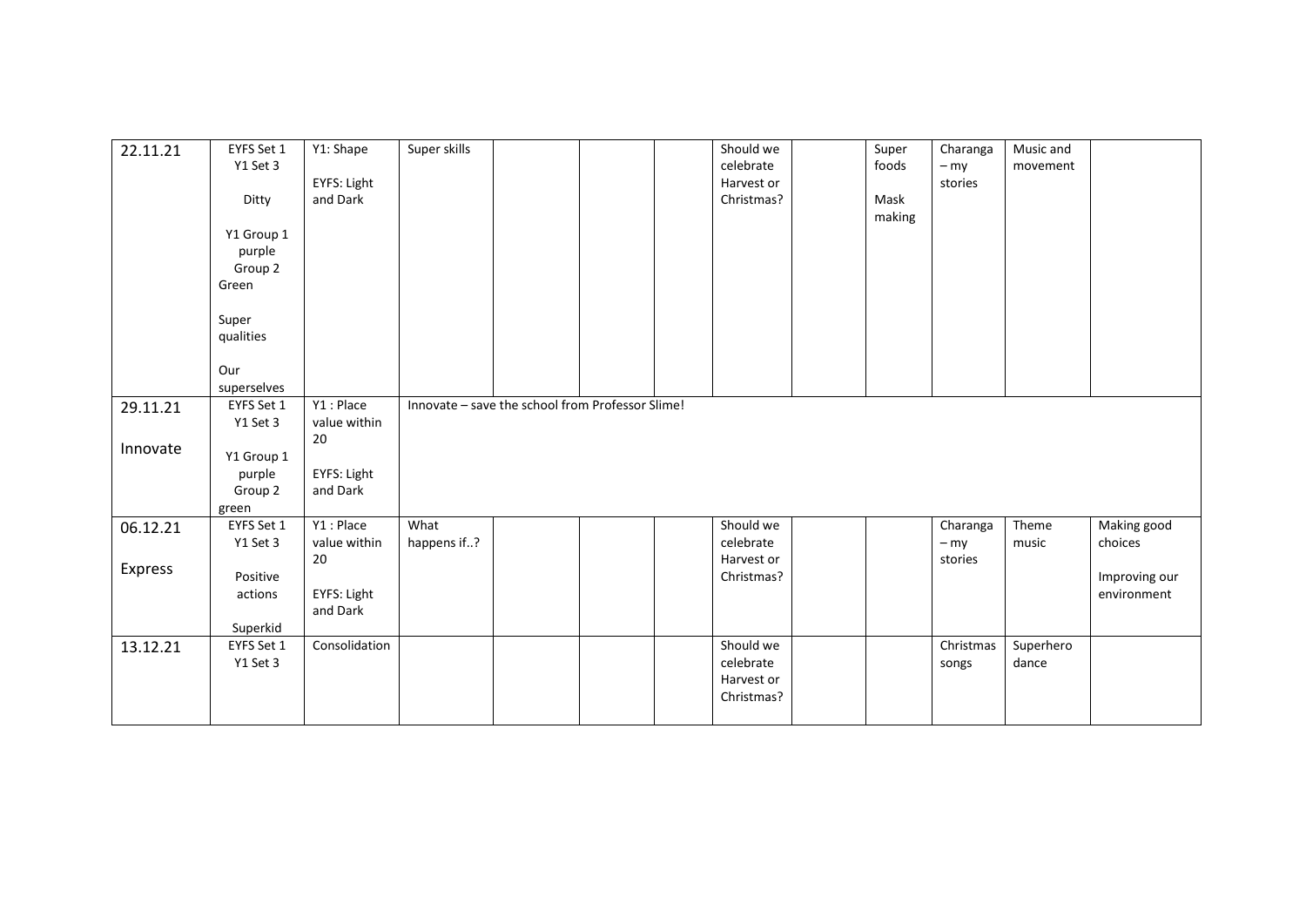| | | | | | | | | | | | | |
|---|---|---|---|---|---|---|---|---|---|---|---|---|
| 22.11.21 | EYFS Set 1<br>Y1 Set 3<br><br>Ditty<br><br>Y1 Group 1 purple<br>Group 2 Green<br><br>Super qualities<br><br>Our superselves | Y1: Shape<br><br>EYFS: Light and Dark | Super skills | | | | Should we celebrate Harvest or Christmas? | | Super foods<br><br>Mask making | Charanga – my stories | Music and movement | |
| 29.11.21<br><br>Innovate | EYFS Set 1<br>Y1 Set 3<br><br>Y1 Group 1 purple<br>Group 2 green | Y1 : Place value within 20<br><br>EYFS: Light and Dark | Innovate – save the school from Professor Slime! | | | | | | | | | |
| 06.12.21<br><br>Express | EYFS Set 1<br>Y1 Set 3<br><br>Positive actions<br><br>Superkid | Y1 : Place value within 20<br><br>EYFS: Light and Dark | What happens if..? | | | | Should we celebrate Harvest or Christmas? | | | Charanga – my stories | Theme music | Making good choices<br><br>Improving our environment |
| 13.12.21 | EYFS Set 1<br>Y1 Set 3 | Consolidation | | | | | Should we celebrate Harvest or Christmas? | | | Christmas songs | Superhero dance | |